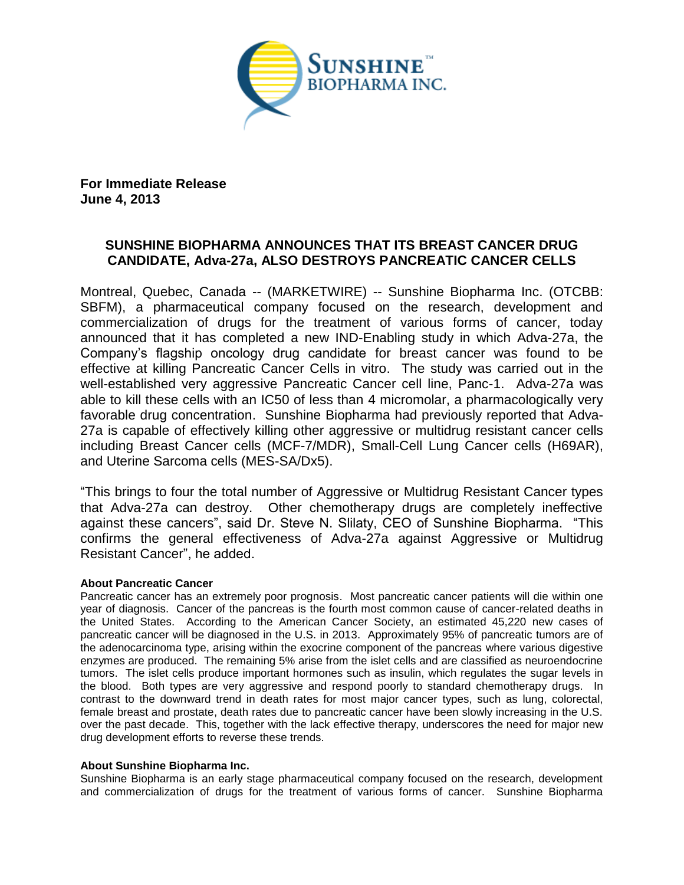**For Immediate Release**
**June 4, 2013**

## SUNSHINE BIOPHARMA ANNOUNCES THAT ITS BREAST CANCER DRUG CANDIDATE, Adva-27a, ALSO DESTROYS PANCREATIC CANCER CELLS

Montreal, Quebec, Canada -- (MARKETWIRE) -- Sunshine Biopharma Inc. (OTCBB: SBFM), a pharmaceutical company focused on the research, development and commercialization of drugs for the treatment of various forms of cancer, today announced that it has completed a new IND-Enabling study in which Adva-27a, the Company's flagship oncology drug candidate for breast cancer was found to be effective at killing Pancreatic Cancer Cells in vitro. The study was carried out in the well-established very aggressive Pancreatic Cancer cell line, Panc-1. Adva-27a was able to kill these cells with an IC50 of less than 4 micromolar, a pharmacologically very favorable drug concentration. Sunshine Biopharma had previously reported that Adva-27a is capable of effectively killing other aggressive or multidrug resistant cancer cells including Breast Cancer cells (MCF-7/MDR), Small-Cell Lung Cancer cells (H69AR), and Uterine Sarcoma cells (MES-SA/Dx5).

"This brings to four the total number of Aggressive or Multidrug Resistant Cancer types that Adva-27a can destroy. Other chemotherapy drugs are completely ineffective against these cancers", said Dr. Steve N. Slilaty, CEO of Sunshine Biopharma. "This confirms the general effectiveness of Adva-27a against Aggressive or Multidrug Resistant Cancer", he added.

**About Pancreatic Cancer**
Pancreatic cancer has an extremely poor prognosis. Most pancreatic cancer patients will die within one year of diagnosis. Cancer of the pancreas is the fourth most common cause of cancer-related deaths in the United States. According to the American Cancer Society, an estimated 45,220 new cases of pancreatic cancer will be diagnosed in the U.S. in 2013. Approximately 95% of pancreatic tumors are of the adenocarcinoma type, arising within the exocrine component of the pancreas where various digestive enzymes are produced. The remaining 5% arise from the islet cells and are classified as neuroendocrine tumors. The islet cells produce important hormones such as insulin, which regulates the sugar levels in the blood. Both types are very aggressive and respond poorly to standard chemotherapy drugs. In contrast to the downward trend in death rates for most major cancer types, such as lung, colorectal, female breast and prostate, death rates due to pancreatic cancer have been slowly increasing in the U.S. over the past decade. This, together with the lack effective therapy, underscores the need for major new drug development efforts to reverse these trends.

**About Sunshine Biopharma Inc.**
Sunshine Biopharma is an early stage pharmaceutical company focused on the research, development and commercialization of drugs for the treatment of various forms of cancer. Sunshine Biopharma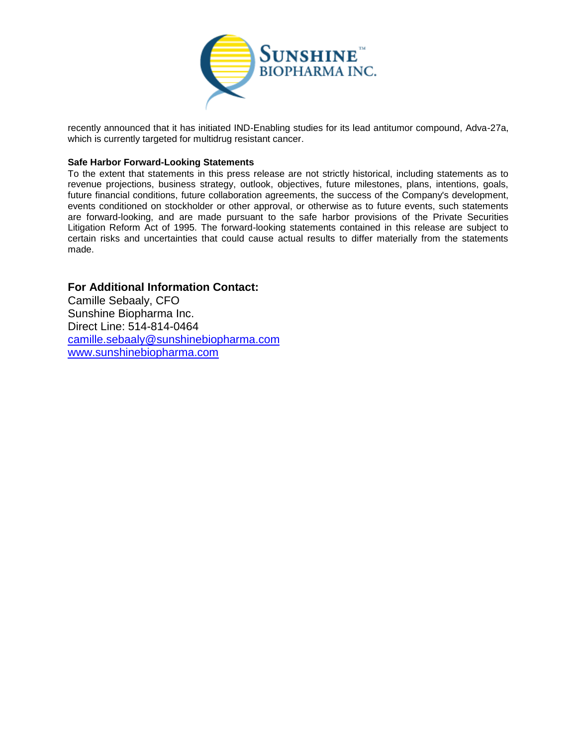recently announced that it has initiated IND-Enabling studies for its lead antitumor compound, Adva-27a, which is currently targeted for multidrug resistant cancer.

**Safe Harbor Forward-Looking Statements**

To the extent that statements in this press release are not strictly historical, including statements as to revenue projections, business strategy, outlook, objectives, future milestones, plans, intentions, goals, future financial conditions, future collaboration agreements, the success of the Company's development, events conditioned on stockholder or other approval, or otherwise as to future events, such statements are forward-looking, and are made pursuant to the safe harbor provisions of the Private Securities Litigation Reform Act of 1995. The forward-looking statements contained in this release are subject to certain risks and uncertainties that could cause actual results to differ materially from the statements made.

**For Additional Information Contact:**

Camille Sebaaly, CFO
Sunshine Biopharma Inc.
Direct Line: 514-814-0464
camille.sebaaly@sunshinebiopharma.com
www.sunshinebiopharma.com